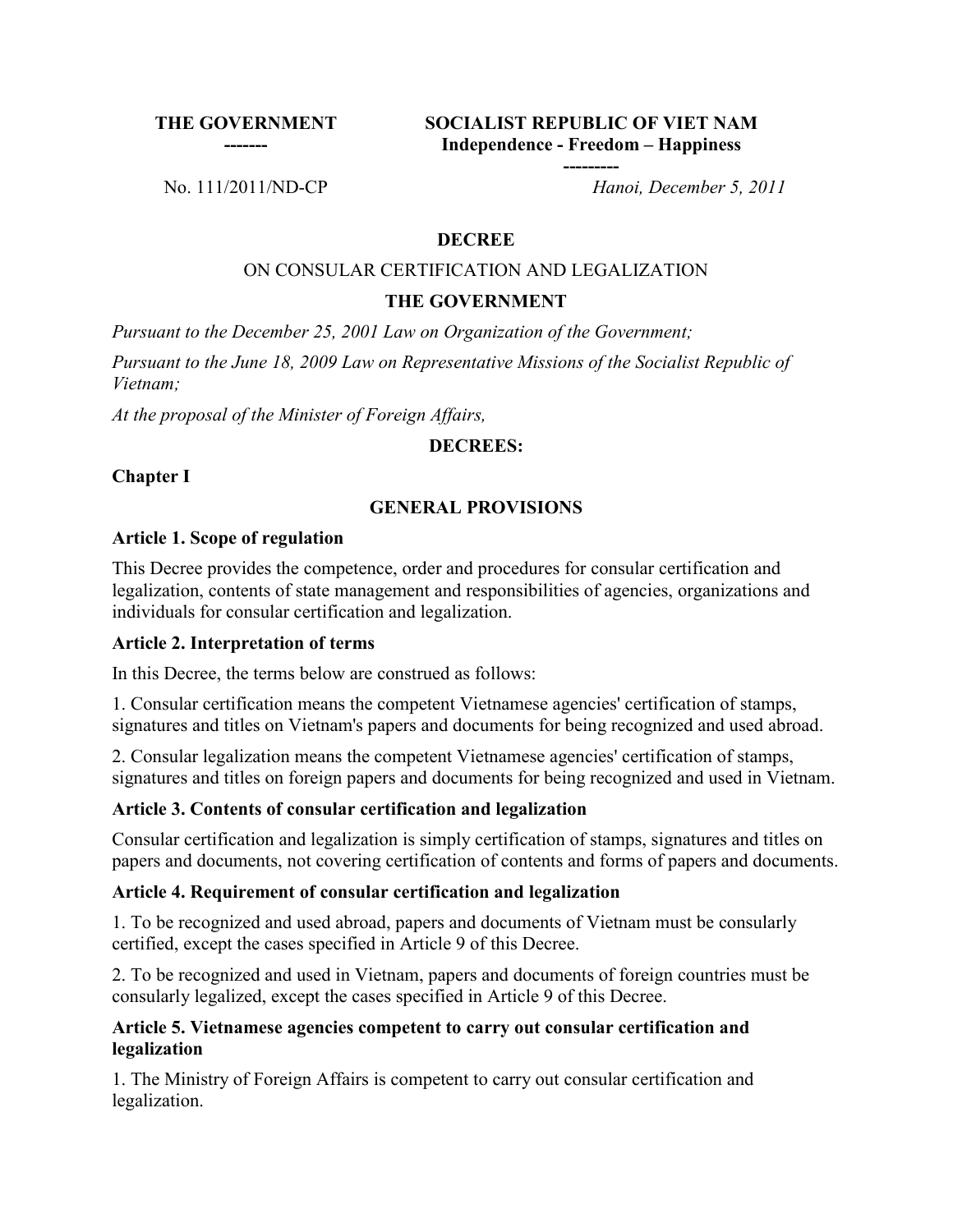| THE GOVERNMENT | SOCIALIST REPUBLIC OF VIET NAM |
|---|---|
| ------- | Independence - Freedom – Happiness |
| | --------- |
| No. 111/2011/ND-CP | *Hanoi, December 5, 2011* |

**DECREE**

ON CONSULAR CERTIFICATION AND LEGALIZATION

**THE GOVERNMENT**

*Pursuant to the December 25, 2001 Law on Organization of the Government;*

*Pursuant to the June 18, 2009 Law on Representative Missions of the Socialist Republic of Vietnam;*

*At the proposal of the Minister of Foreign Affairs,*

**DECREES:**

## Chapter I

## GENERAL PROVISIONS

### Article 1. Scope of regulation

This Decree provides the competence, order and procedures for consular certification and legalization, contents of state management and responsibilities of agencies, organizations and individuals for consular certification and legalization.

### Article 2. Interpretation of terms

In this Decree, the terms below are construed as follows:

1. Consular certification means the competent Vietnamese agencies' certification of stamps, signatures and titles on Vietnam's papers and documents for being recognized and used abroad.

2. Consular legalization means the competent Vietnamese agencies' certification of stamps, signatures and titles on foreign papers and documents for being recognized and used in Vietnam.

### Article 3. Contents of consular certification and legalization

Consular certification and legalization is simply certification of stamps, signatures and titles on papers and documents, not covering certification of contents and forms of papers and documents.

### Article 4. Requirement of consular certification and legalization

1. To be recognized and used abroad, papers and documents of Vietnam must be consularly certified, except the cases specified in Article 9 of this Decree.

2. To be recognized and used in Vietnam, papers and documents of foreign countries must be consularly legalized, except the cases specified in Article 9 of this Decree.

### Article 5. Vietnamese agencies competent to carry out consular certification and legalization

1. The Ministry of Foreign Affairs is competent to carry out consular certification and legalization.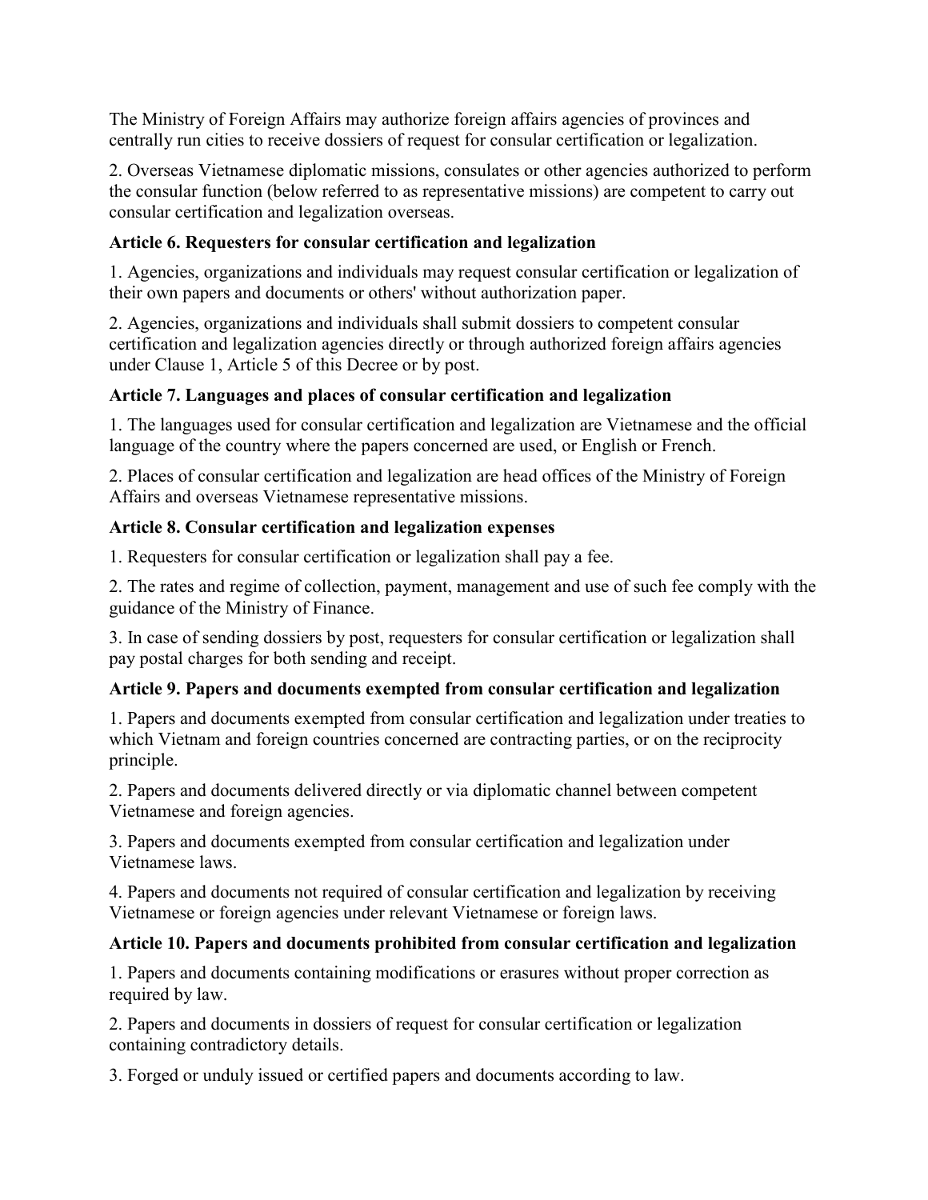The Ministry of Foreign Affairs may authorize foreign affairs agencies of provinces and centrally run cities to receive dossiers of request for consular certification or legalization.

2. Overseas Vietnamese diplomatic missions, consulates or other agencies authorized to perform the consular function (below referred to as representative missions) are competent to carry out consular certification and legalization overseas.

### Article 6. Requesters for consular certification and legalization

1. Agencies, organizations and individuals may request consular certification or legalization of their own papers and documents or others' without authorization paper.

2. Agencies, organizations and individuals shall submit dossiers to competent consular certification and legalization agencies directly or through authorized foreign affairs agencies under Clause 1, Article 5 of this Decree or by post.

### Article 7. Languages and places of consular certification and legalization

1. The languages used for consular certification and legalization are Vietnamese and the official language of the country where the papers concerned are used, or English or French.

2. Places of consular certification and legalization are head offices of the Ministry of Foreign Affairs and overseas Vietnamese representative missions.

### Article 8. Consular certification and legalization expenses

1. Requesters for consular certification or legalization shall pay a fee.

2. The rates and regime of collection, payment, management and use of such fee comply with the guidance of the Ministry of Finance.

3. In case of sending dossiers by post, requesters for consular certification or legalization shall pay postal charges for both sending and receipt.

### Article 9. Papers and documents exempted from consular certification and legalization

1. Papers and documents exempted from consular certification and legalization under treaties to which Vietnam and foreign countries concerned are contracting parties, or on the reciprocity principle.

2. Papers and documents delivered directly or via diplomatic channel between competent Vietnamese and foreign agencies.

3. Papers and documents exempted from consular certification and legalization under Vietnamese laws.

4. Papers and documents not required of consular certification and legalization by receiving Vietnamese or foreign agencies under relevant Vietnamese or foreign laws.

### Article 10. Papers and documents prohibited from consular certification and legalization

1. Papers and documents containing modifications or erasures without proper correction as required by law.

2. Papers and documents in dossiers of request for consular certification or legalization containing contradictory details.

3. Forged or unduly issued or certified papers and documents according to law.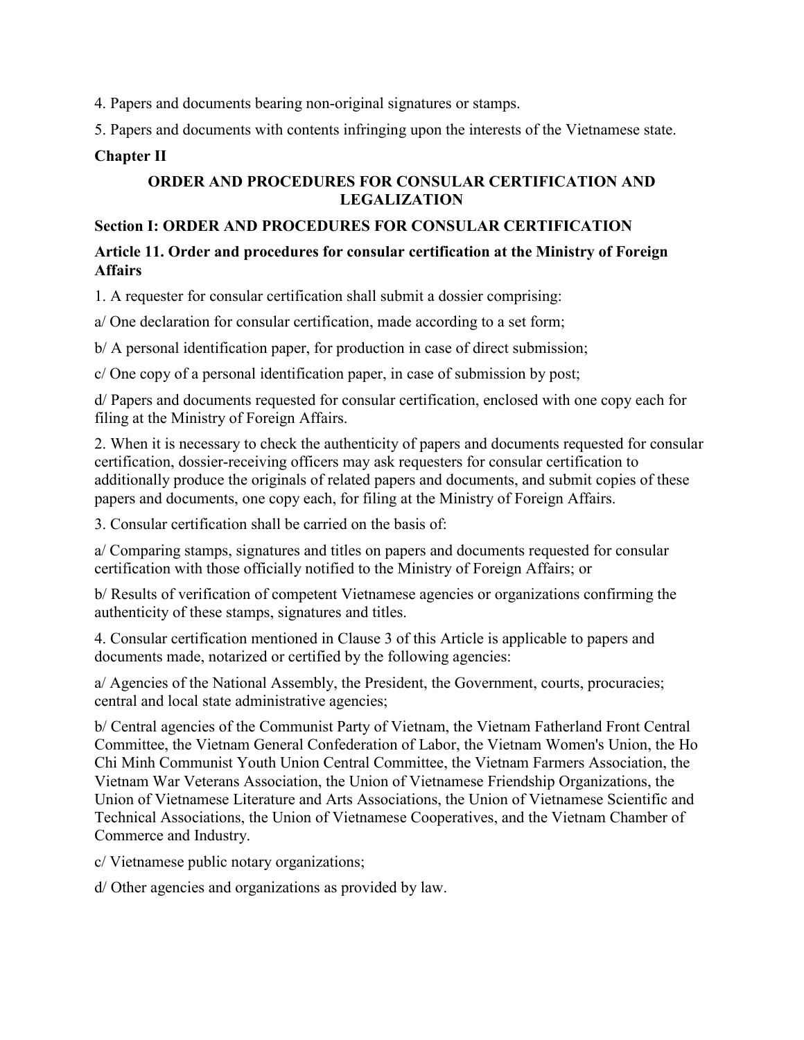4. Papers and documents bearing non-original signatures or stamps.

5. Papers and documents with contents infringing upon the interests of the Vietnamese state.

## Chapter II

## ORDER AND PROCEDURES FOR CONSULAR CERTIFICATION AND LEGALIZATION

### Section I: ORDER AND PROCEDURES FOR CONSULAR CERTIFICATION

### Article 11. Order and procedures for consular certification at the Ministry of Foreign Affairs

1. A requester for consular certification shall submit a dossier comprising:

a/ One declaration for consular certification, made according to a set form;

b/ A personal identification paper, for production in case of direct submission;

c/ One copy of a personal identification paper, in case of submission by post;

d/ Papers and documents requested for consular certification, enclosed with one copy each for filing at the Ministry of Foreign Affairs.

2. When it is necessary to check the authenticity of papers and documents requested for consular certification, dossier-receiving officers may ask requesters for consular certification to additionally produce the originals of related papers and documents, and submit copies of these papers and documents, one copy each, for filing at the Ministry of Foreign Affairs.

3. Consular certification shall be carried on the basis of:

a/ Comparing stamps, signatures and titles on papers and documents requested for consular certification with those officially notified to the Ministry of Foreign Affairs; or

b/ Results of verification of competent Vietnamese agencies or organizations confirming the authenticity of these stamps, signatures and titles.

4. Consular certification mentioned in Clause 3 of this Article is applicable to papers and documents made, notarized or certified by the following agencies:

a/ Agencies of the National Assembly, the President, the Government, courts, procuracies; central and local state administrative agencies;

b/ Central agencies of the Communist Party of Vietnam, the Vietnam Fatherland Front Central Committee, the Vietnam General Confederation of Labor, the Vietnam Women's Union, the Ho Chi Minh Communist Youth Union Central Committee, the Vietnam Farmers Association, the Vietnam War Veterans Association, the Union of Vietnamese Friendship Organizations, the Union of Vietnamese Literature and Arts Associations, the Union of Vietnamese Scientific and Technical Associations, the Union of Vietnamese Cooperatives, and the Vietnam Chamber of Commerce and Industry.

c/ Vietnamese public notary organizations;

d/ Other agencies and organizations as provided by law.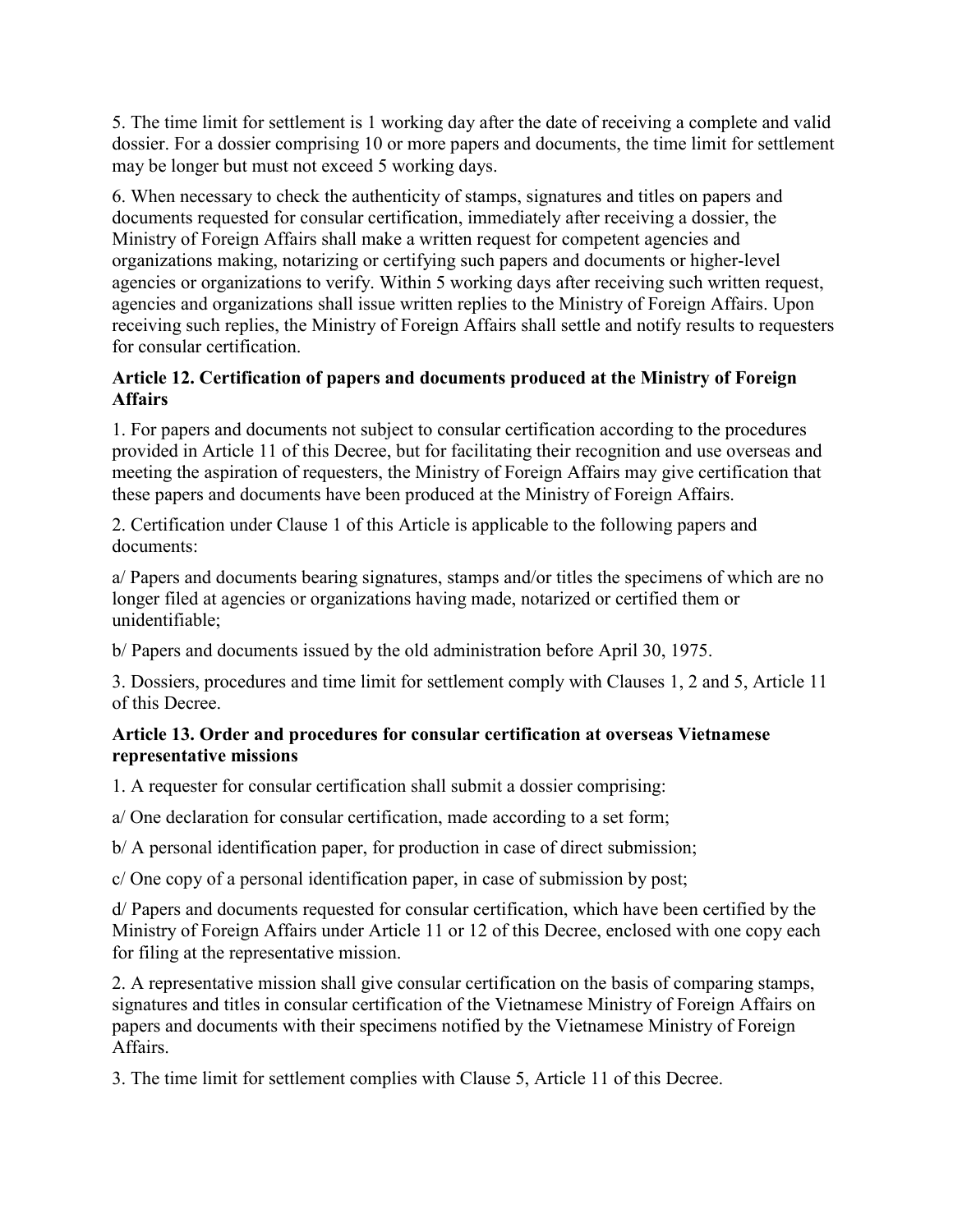5. The time limit for settlement is 1 working day after the date of receiving a complete and valid dossier. For a dossier comprising 10 or more papers and documents, the time limit for settlement may be longer but must not exceed 5 working days.

6. When necessary to check the authenticity of stamps, signatures and titles on papers and documents requested for consular certification, immediately after receiving a dossier, the Ministry of Foreign Affairs shall make a written request for competent agencies and organizations making, notarizing or certifying such papers and documents or higher-level agencies or organizations to verify. Within 5 working days after receiving such written request, agencies and organizations shall issue written replies to the Ministry of Foreign Affairs. Upon receiving such replies, the Ministry of Foreign Affairs shall settle and notify results to requesters for consular certification.

**Article 12. Certification of papers and documents produced at the Ministry of Foreign Affairs**

1. For papers and documents not subject to consular certification according to the procedures provided in Article 11 of this Decree, but for facilitating their recognition and use overseas and meeting the aspiration of requesters, the Ministry of Foreign Affairs may give certification that these papers and documents have been produced at the Ministry of Foreign Affairs.

2. Certification under Clause 1 of this Article is applicable to the following papers and documents:

a/ Papers and documents bearing signatures, stamps and/or titles the specimens of which are no longer filed at agencies or organizations having made, notarized or certified them or unidentifiable;

b/ Papers and documents issued by the old administration before April 30, 1975.

3. Dossiers, procedures and time limit for settlement comply with Clauses 1, 2 and 5, Article 11 of this Decree.

**Article 13. Order and procedures for consular certification at overseas Vietnamese representative missions**

1. A requester for consular certification shall submit a dossier comprising:

a/ One declaration for consular certification, made according to a set form;

b/ A personal identification paper, for production in case of direct submission;

c/ One copy of a personal identification paper, in case of submission by post;

d/ Papers and documents requested for consular certification, which have been certified by the Ministry of Foreign Affairs under Article 11 or 12 of this Decree, enclosed with one copy each for filing at the representative mission.

2. A representative mission shall give consular certification on the basis of comparing stamps, signatures and titles in consular certification of the Vietnamese Ministry of Foreign Affairs on papers and documents with their specimens notified by the Vietnamese Ministry of Foreign Affairs.

3. The time limit for settlement complies with Clause 5, Article 11 of this Decree.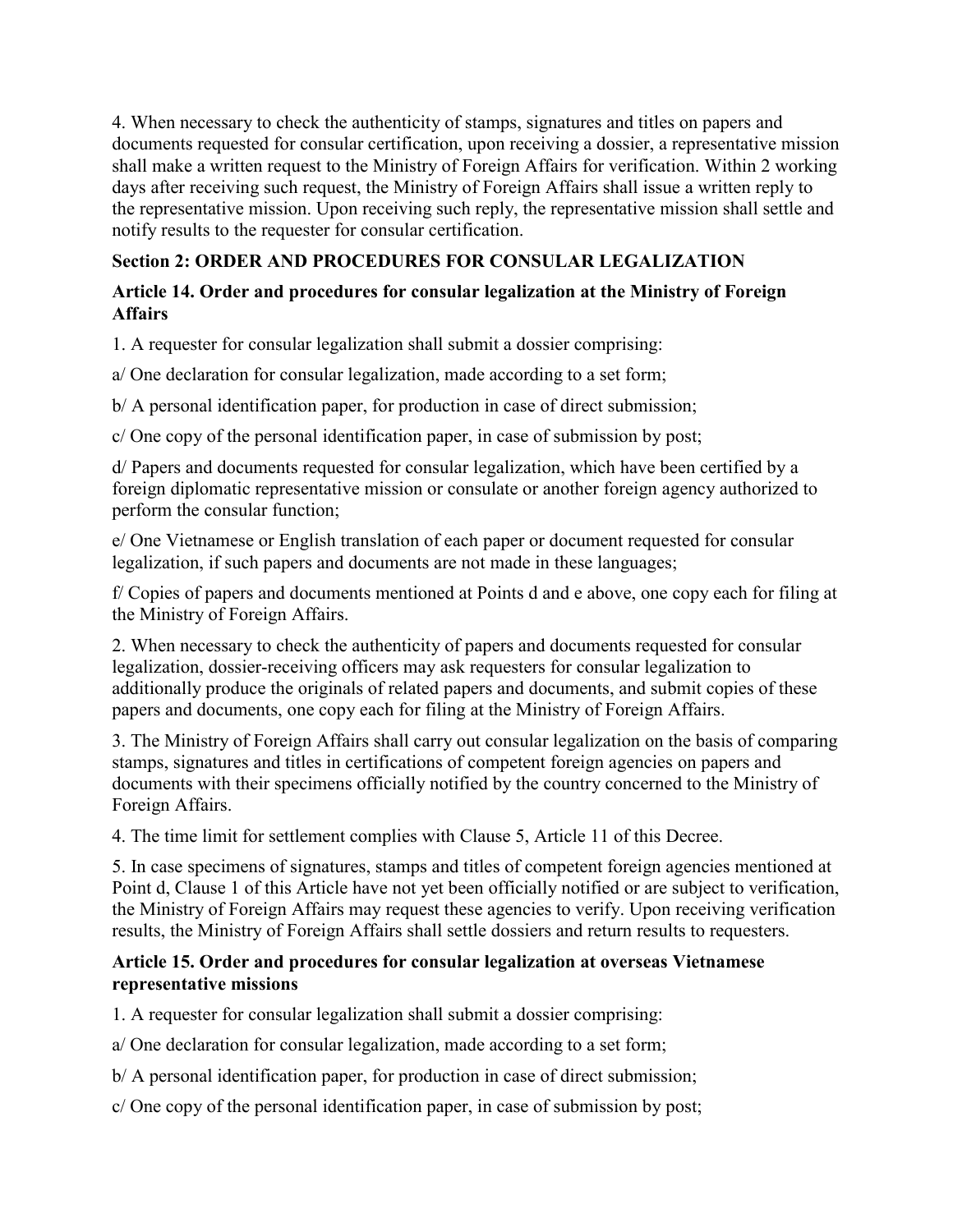4. When necessary to check the authenticity of stamps, signatures and titles on papers and documents requested for consular certification, upon receiving a dossier, a representative mission shall make a written request to the Ministry of Foreign Affairs for verification. Within 2 working days after receiving such request, the Ministry of Foreign Affairs shall issue a written reply to the representative mission. Upon receiving such reply, the representative mission shall settle and notify results to the requester for consular certification.

### Section 2: ORDER AND PROCEDURES FOR CONSULAR LEGALIZATION

#### Article 14. Order and procedures for consular legalization at the Ministry of Foreign Affairs

1. A requester for consular legalization shall submit a dossier comprising:

a/ One declaration for consular legalization, made according to a set form;

b/ A personal identification paper, for production in case of direct submission;

c/ One copy of the personal identification paper, in case of submission by post;

d/ Papers and documents requested for consular legalization, which have been certified by a foreign diplomatic representative mission or consulate or another foreign agency authorized to perform the consular function;

e/ One Vietnamese or English translation of each paper or document requested for consular legalization, if such papers and documents are not made in these languages;

f/ Copies of papers and documents mentioned at Points d and e above, one copy each for filing at the Ministry of Foreign Affairs.

2. When necessary to check the authenticity of papers and documents requested for consular legalization, dossier-receiving officers may ask requesters for consular legalization to additionally produce the originals of related papers and documents, and submit copies of these papers and documents, one copy each for filing at the Ministry of Foreign Affairs.

3. The Ministry of Foreign Affairs shall carry out consular legalization on the basis of comparing stamps, signatures and titles in certifications of competent foreign agencies on papers and documents with their specimens officially notified by the country concerned to the Ministry of Foreign Affairs.

4. The time limit for settlement complies with Clause 5, Article 11 of this Decree.

5. In case specimens of signatures, stamps and titles of competent foreign agencies mentioned at Point d, Clause 1 of this Article have not yet been officially notified or are subject to verification, the Ministry of Foreign Affairs may request these agencies to verify. Upon receiving verification results, the Ministry of Foreign Affairs shall settle dossiers and return results to requesters.

#### Article 15. Order and procedures for consular legalization at overseas Vietnamese representative missions

1. A requester for consular legalization shall submit a dossier comprising:

a/ One declaration for consular legalization, made according to a set form;

b/ A personal identification paper, for production in case of direct submission;

c/ One copy of the personal identification paper, in case of submission by post;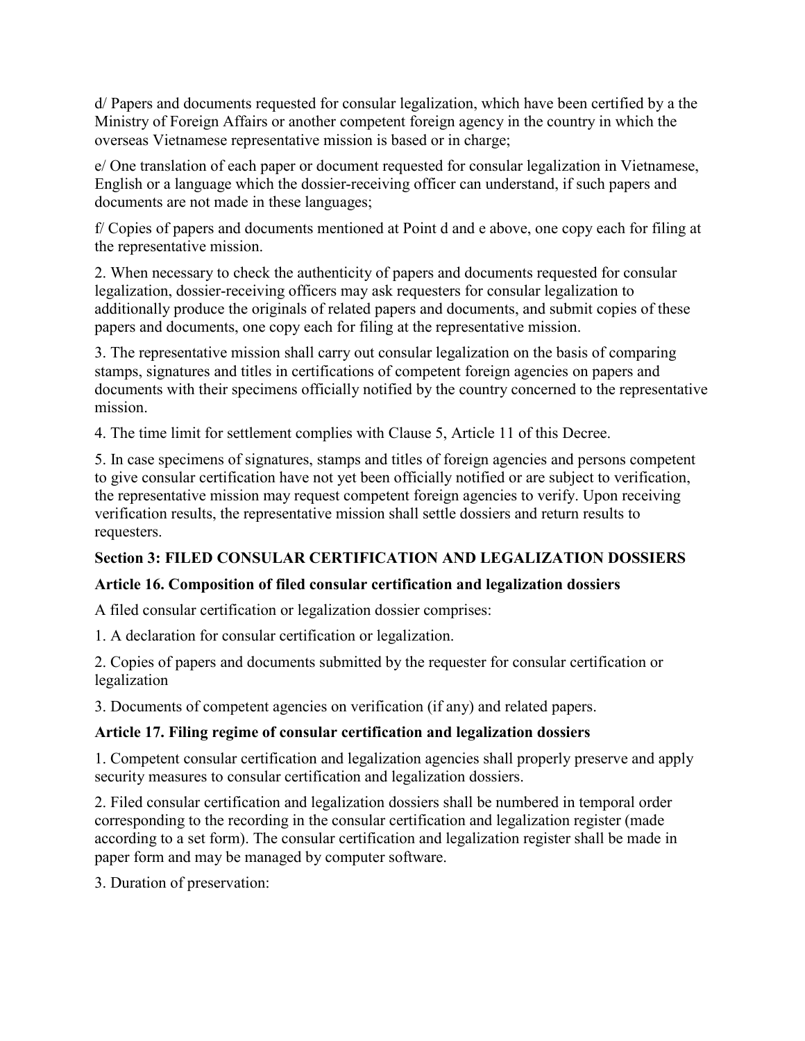d/ Papers and documents requested for consular legalization, which have been certified by a the Ministry of Foreign Affairs or another competent foreign agency in the country in which the overseas Vietnamese representative mission is based or in charge;

e/ One translation of each paper or document requested for consular legalization in Vietnamese, English or a language which the dossier-receiving officer can understand, if such papers and documents are not made in these languages;

f/ Copies of papers and documents mentioned at Point d and e above, one copy each for filing at the representative mission.

2. When necessary to check the authenticity of papers and documents requested for consular legalization, dossier-receiving officers may ask requesters for consular legalization to additionally produce the originals of related papers and documents, and submit copies of these papers and documents, one copy each for filing at the representative mission.

3. The representative mission shall carry out consular legalization on the basis of comparing stamps, signatures and titles in certifications of competent foreign agencies on papers and documents with their specimens officially notified by the country concerned to the representative mission.

4. The time limit for settlement complies with Clause 5, Article 11 of this Decree.

5. In case specimens of signatures, stamps and titles of foreign agencies and persons competent to give consular certification have not yet been officially notified or are subject to verification, the representative mission may request competent foreign agencies to verify. Upon receiving verification results, the representative mission shall settle dossiers and return results to requesters.

### Section 3: FILED CONSULAR CERTIFICATION AND LEGALIZATION DOSSIERS

#### Article 16. Composition of filed consular certification and legalization dossiers

A filed consular certification or legalization dossier comprises:

1. A declaration for consular certification or legalization.

2. Copies of papers and documents submitted by the requester for consular certification or legalization

3. Documents of competent agencies on verification (if any) and related papers.

#### Article 17. Filing regime of consular certification and legalization dossiers

1. Competent consular certification and legalization agencies shall properly preserve and apply security measures to consular certification and legalization dossiers.

2. Filed consular certification and legalization dossiers shall be numbered in temporal order corresponding to the recording in the consular certification and legalization register (made according to a set form). The consular certification and legalization register shall be made in paper form and may be managed by computer software.

3. Duration of preservation: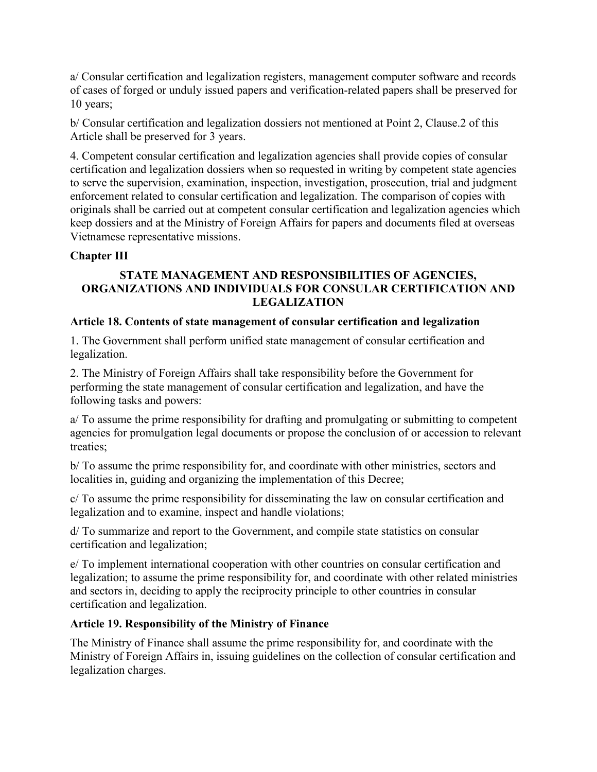a/ Consular certification and legalization registers, management computer software and records of cases of forged or unduly issued papers and verification-related papers shall be preserved for 10 years;

b/ Consular certification and legalization dossiers not mentioned at Point 2, Clause.2 of this Article shall be preserved for 3 years.

4. Competent consular certification and legalization agencies shall provide copies of consular certification and legalization dossiers when so requested in writing by competent state agencies to serve the supervision, examination, inspection, investigation, prosecution, trial and judgment enforcement related to consular certification and legalization. The comparison of copies with originals shall be carried out at competent consular certification and legalization agencies which keep dossiers and at the Ministry of Foreign Affairs for papers and documents filed at overseas Vietnamese representative missions.

## Chapter III

### STATE MANAGEMENT AND RESPONSIBILITIES OF AGENCIES, ORGANIZATIONS AND INDIVIDUALS FOR CONSULAR CERTIFICATION AND LEGALIZATION

### Article 18. Contents of state management of consular certification and legalization

1. The Government shall perform unified state management of consular certification and legalization.

2. The Ministry of Foreign Affairs shall take responsibility before the Government for performing the state management of consular certification and legalization, and have the following tasks and powers:

a/ To assume the prime responsibility for drafting and promulgating or submitting to competent agencies for promulgation legal documents or propose the conclusion of or accession to relevant treaties;

b/ To assume the prime responsibility for, and coordinate with other ministries, sectors and localities in, guiding and organizing the implementation of this Decree;

c/ To assume the prime responsibility for disseminating the law on consular certification and legalization and to examine, inspect and handle violations;

d/ To summarize and report to the Government, and compile state statistics on consular certification and legalization;

e/ To implement international cooperation with other countries on consular certification and legalization; to assume the prime responsibility for, and coordinate with other related ministries and sectors in, deciding to apply the reciprocity principle to other countries in consular certification and legalization.

### Article 19. Responsibility of the Ministry of Finance

The Ministry of Finance shall assume the prime responsibility for, and coordinate with the Ministry of Foreign Affairs in, issuing guidelines on the collection of consular certification and legalization charges.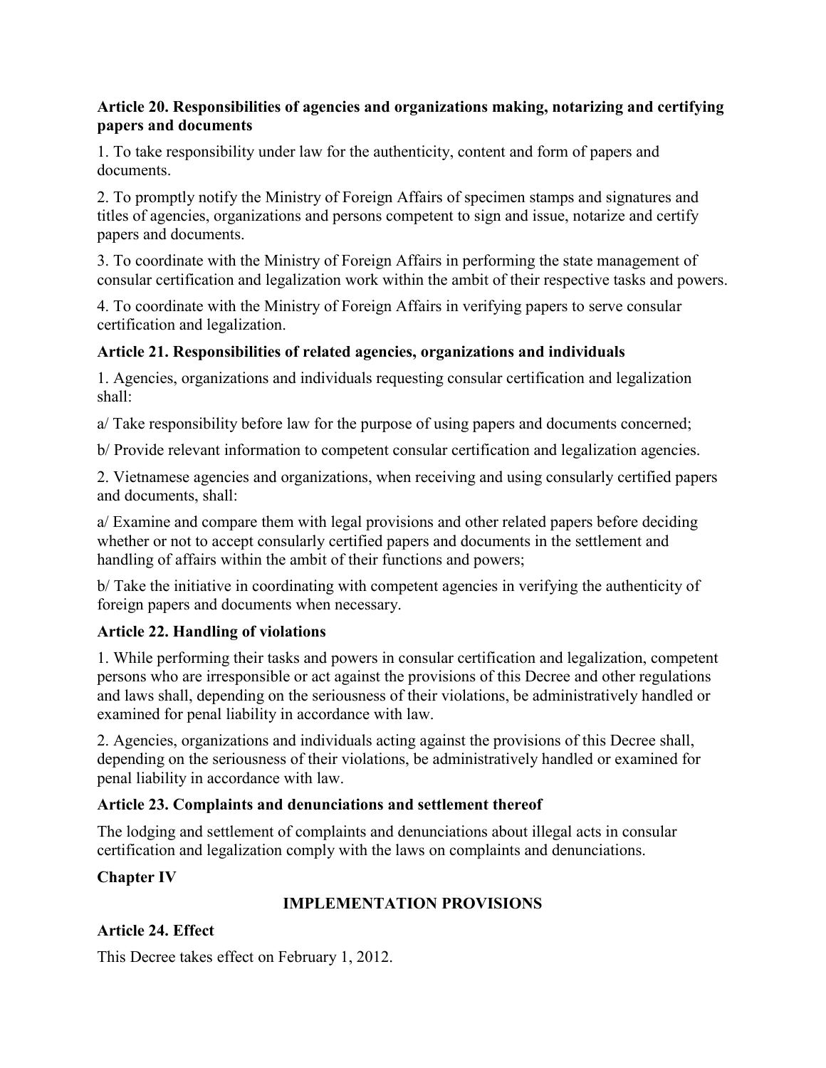**Article 20. Responsibilities of agencies and organizations making, notarizing and certifying papers and documents**

1. To take responsibility under law for the authenticity, content and form of papers and documents.

2. To promptly notify the Ministry of Foreign Affairs of specimen stamps and signatures and titles of agencies, organizations and persons competent to sign and issue, notarize and certify papers and documents.

3. To coordinate with the Ministry of Foreign Affairs in performing the state management of consular certification and legalization work within the ambit of their respective tasks and powers.

4. To coordinate with the Ministry of Foreign Affairs in verifying papers to serve consular certification and legalization.

**Article 21. Responsibilities of related agencies, organizations and individuals**

1. Agencies, organizations and individuals requesting consular certification and legalization shall:

a/ Take responsibility before law for the purpose of using papers and documents concerned;

b/ Provide relevant information to competent consular certification and legalization agencies.

2. Vietnamese agencies and organizations, when receiving and using consularly certified papers and documents, shall:

a/ Examine and compare them with legal provisions and other related papers before deciding whether or not to accept consularly certified papers and documents in the settlement and handling of affairs within the ambit of their functions and powers;

b/ Take the initiative in coordinating with competent agencies in verifying the authenticity of foreign papers and documents when necessary.

**Article 22. Handling of violations**

1. While performing their tasks and powers in consular certification and legalization, competent persons who are irresponsible or act against the provisions of this Decree and other regulations and laws shall, depending on the seriousness of their violations, be administratively handled or examined for penal liability in accordance with law.

2. Agencies, organizations and individuals acting against the provisions of this Decree shall, depending on the seriousness of their violations, be administratively handled or examined for penal liability in accordance with law.

**Article 23. Complaints and denunciations and settlement thereof**

The lodging and settlement of complaints and denunciations about illegal acts in consular certification and legalization comply with the laws on complaints and denunciations.

## Chapter IV

## IMPLEMENTATION PROVISIONS

**Article 24. Effect**

This Decree takes effect on February 1, 2012.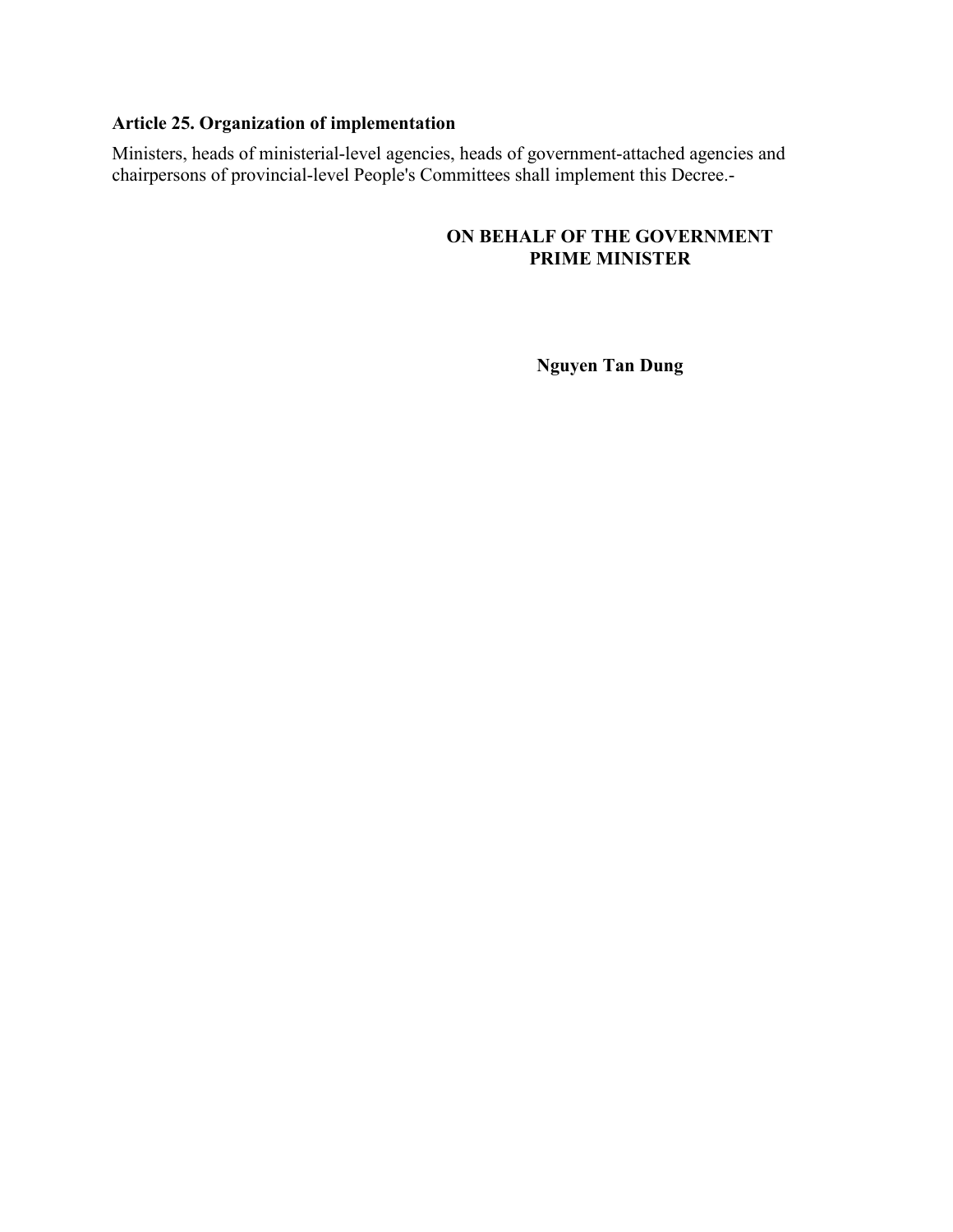**Article 25. Organization of implementation**

Ministers, heads of ministerial-level agencies, heads of government-attached agencies and chairpersons of provincial-level People's Committees shall implement this Decree.-

**ON BEHALF OF THE GOVERNMENT**
**PRIME MINISTER**

**Nguyen Tan Dung**